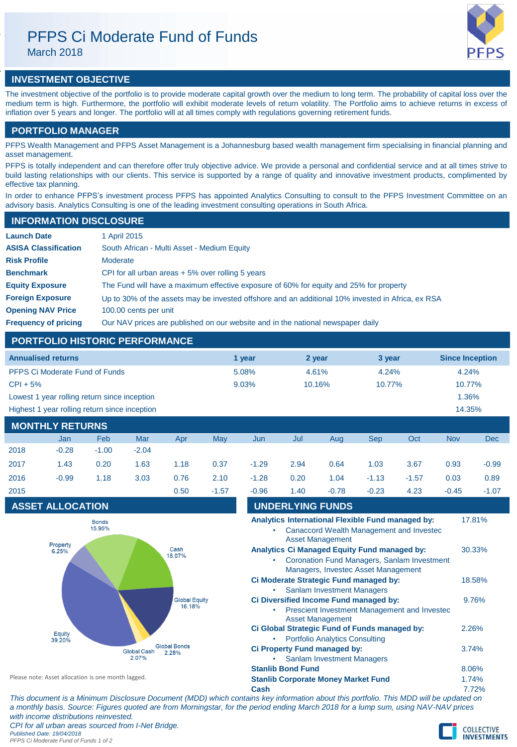# PFPS Ci Moderate Fund of Funds

March 2018

## INVESTMENT OBJECTIVE

The investment objective of the portfolio is to provide moderate capital growth over the medium to long term. The probability of capital loss over the medium term is high. Furthermore, the portfolio will exhibit moderate levels of return volatility. The Portfolio aims to achieve returns in excess of inflation over 5 years and longer. The portfolio will at all times comply with regulations governing retirement funds.

## PORTFOLIO MANAGER

PFPS Wealth Management and PFPS Asset Management is a Johannesburg based wealth management firm specialising in financial planning and asset management.

PFPS is totally independent and can therefore offer truly objective advice. We provide a personal and confidential service and at all times strive to build lasting relationships with our clients. This service is supported by a range of quality and innovative investment products, complimented by effective tax planning.

In order to enhance PFPS's investment process PFPS has appointed Analytics Consulting to consult to the PFPS Investment Committee on an advisory basis. Analytics Consulting is one of the leading investment consulting operations in South Africa.

## INFORMATION DISCLOSURE

| | |
|---|---|
| **Launch Date** | 1 April 2015 |
| **ASISA Classification** | South African - Multi Asset - Medium Equity |
| **Risk Profile** | Moderate |
| **Benchmark** | CPI for all urban areas + 5% over rolling 5 years |
| **Equity Exposure** | The Fund will have a maximum effective exposure of 60% for equity and 25% for property |
| **Foreign Exposure** | Up to 30% of the assets may be invested offshore and an additional 10% invested in Africa, ex RSA |
| **Opening NAV Price** | 100.00 cents per unit |
| **Frequency of pricing** | Our NAV prices are published on our website and in the national newspaper daily |

## PORTFOLIO HISTORIC PERFORMANCE

| Annualised returns | 1 year | 2 year | 3 year | Since Inception |
|---|---|---|---|---|
| PFPS Ci Moderate Fund of Funds | 5.08% | 4.61% | 4.24% | 4.24% |
| CPI + 5% | 9.03% | 10.16% | 10.77% | 10.77% |
| Lowest 1 year rolling return since inception | | | | 1.36% |
| Highest 1 year rolling return since inception | | | | 14.35% |

## MONTHLY RETURNS

| | Jan | Feb | Mar | Apr | May | Jun | Jul | Aug | Sep | Oct | Nov | Dec |
|---|---|---|---|---|---|---|---|---|---|---|---|---|
| 2018 | -0.28 | -1.00 | -2.04 | | | | | | | | | |
| 2017 | 1.43 | 0.20 | 1.63 | 1.18 | 0.37 | -1.29 | 2.94 | 0.64 | 1.03 | 3.67 | 0.93 | -0.99 |
| 2016 | -0.99 | 1.18 | 3.03 | 0.76 | 2.10 | -1.28 | 0.20 | 1.04 | -1.13 | -1.57 | 0.03 | 0.89 |
| 2015 | | | | 0.50 | -1.57 | -0.96 | 1.40 | -0.78 | -0.23 | 4.23 | -0.45 | -1.07 |

## ASSET ALLOCATION

| Asset | Allocation |
|---|---|
| Bonds | 15.95% |
| Cash | 18.07% |
| Global Equity | 16.18% |
| Global Bonds | 2.28% |
| Global Cash | 2.07% |
| Equity | 39.20% |
| Property | 6.25% |

Please note: Asset allocation is one month lagged.

## UNDERLYING FUNDS

| | |
|---|---|
| **Analytics International Flexible Fund managed by:**<br>• Canaccord Wealth Management and Investec Asset Management | 17.81% |
| **Analytics Ci Managed Equity Fund managed by:**<br>• Coronation Fund Managers, Sanlam Investment Managers, Investec Asset Management | 30.33% |
| **Ci Moderate Strategic Fund managed by:**<br>• Sanlam Investment Managers | 18.58% |
| **Ci Diversified Income Fund managed by:**<br>• Prescient Investment Management and Investec Asset Management | 9.76% |
| **Ci Global Strategic Fund of Funds managed by:**<br>• Portfolio Analytics Consulting | 2.26% |
| **Ci Property Fund managed by:**<br>• Sanlam Investment Managers | 3.74% |
| **Stanlib Bond Fund** | 8.06% |
| **Stanlib Corporate Money Market Fund** | 1.74% |
| **Cash** | 7.72% |

*This document is a Minimum Disclosure Document (MDD) which contains key information about this portfolio. This MDD will be updated on a monthly basis. Source: Figures quoted are from Morningstar, for the period ending March 2018 for a lump sum, using NAV-NAV prices with income distributions reinvested.*

*CPI for all urban areas sourced from I-Net Bridge.*

*Published Date: 19/04/2018*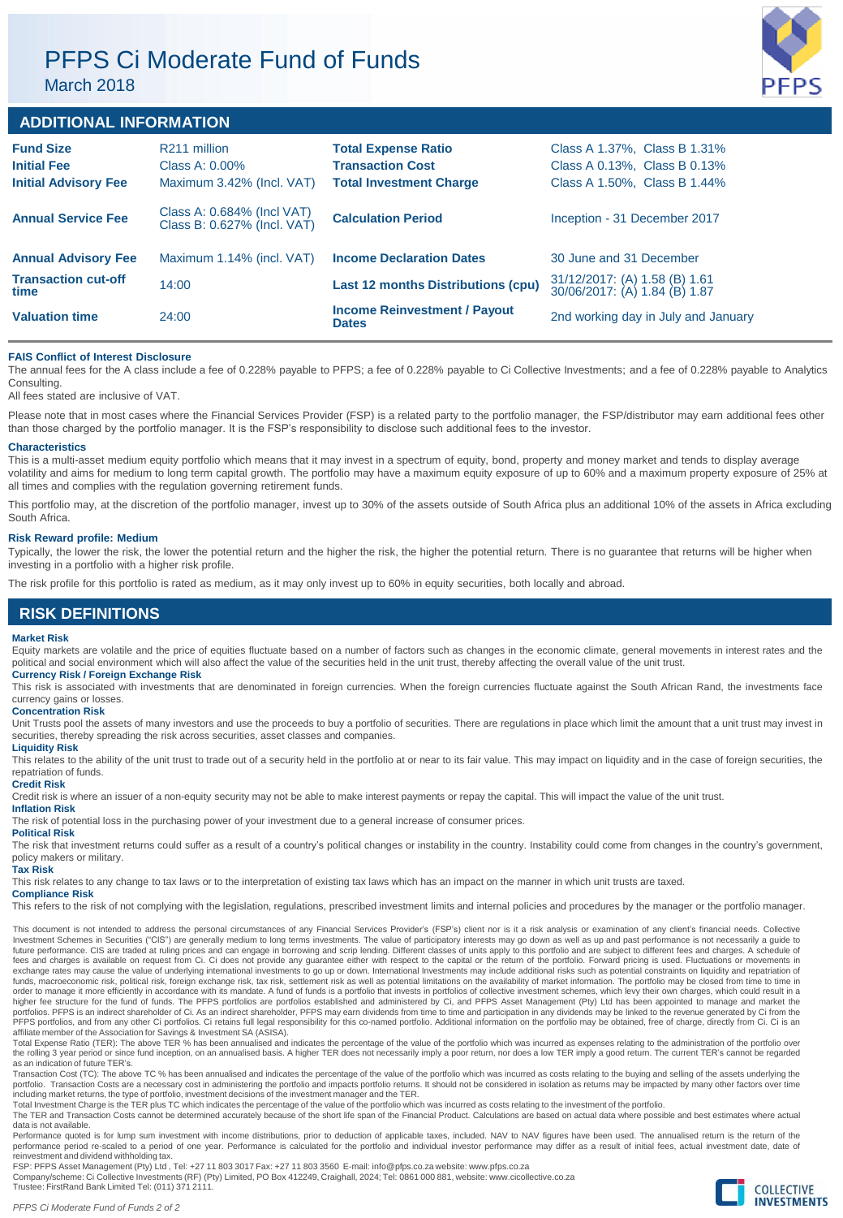# PFPS Ci Moderate Fund of Funds

March 2018

## ADDITIONAL INFORMATION

| | | | |
|---|---|---|---|
| **Fund Size** | R211 million | **Total Expense Ratio** | Class A 1.37%, Class B 1.31% |
| **Initial Fee** | Class A: 0.00% | **Transaction Cost** | Class A 0.13%, Class B 0.13% |
| **Initial Advisory Fee** | Maximum 3.42% (Incl. VAT) | **Total Investment Charge** | Class A 1.50%, Class B 1.44% |
| **Annual Service Fee** | Class A: 0.684% (Incl VAT)<br>Class B: 0.627% (Incl. VAT) | **Calculation Period** | Inception - 31 December 2017 |
| **Annual Advisory Fee** | Maximum 1.14% (incl. VAT) | **Income Declaration Dates** | 30 June and 31 December |
| **Transaction cut-off time** | 14:00 | **Last 12 months Distributions (cpu)** | 31/12/2017: (A) 1.58 (B) 1.61<br>30/06/2017: (A) 1.84 (B) 1.87 |
| **Valuation time** | 24:00 | **Income Reinvestment / Payout Dates** | 2nd working day in July and January |

**FAIS Conflict of Interest Disclosure**

The annual fees for the A class include a fee of 0.228% payable to PFPS; a fee of 0.228% payable to Ci Collective Investments; and a fee of 0.228% payable to Analytics Consulting.

All fees stated are inclusive of VAT.

Please note that in most cases where the Financial Services Provider (FSP) is a related party to the portfolio manager, the FSP/distributor may earn additional fees other than those charged by the portfolio manager. It is the FSP's responsibility to disclose such additional fees to the investor.

**Characteristics**

This is a multi-asset medium equity portfolio which means that it may invest in a spectrum of equity, bond, property and money market and tends to display average volatility and aims for medium to long term capital growth. The portfolio may have a maximum equity exposure of up to 60% and a maximum property exposure of 25% at all times and complies with the regulation governing retirement funds.

This portfolio may, at the discretion of the portfolio manager, invest up to 30% of the assets outside of South Africa plus an additional 10% of the assets in Africa excluding South Africa.

**Risk Reward profile: Medium**

Typically, the lower the risk, the lower the potential return and the higher the risk, the higher the potential return. There is no guarantee that returns will be higher when investing in a portfolio with a higher risk profile.

The risk profile for this portfolio is rated as medium, as it may only invest up to 60% in equity securities, both locally and abroad.

## RISK DEFINITIONS

**Market Risk**

Equity markets are volatile and the price of equities fluctuate based on a number of factors such as changes in the economic climate, general movements in interest rates and the political and social environment which will also affect the value of the securities held in the unit trust, thereby affecting the overall value of the unit trust.

**Currency Risk / Foreign Exchange Risk**

This risk is associated with investments that are denominated in foreign currencies. When the foreign currencies fluctuate against the South African Rand, the investments face currency gains or losses.

**Concentration Risk**

Unit Trusts pool the assets of many investors and use the proceeds to buy a portfolio of securities. There are regulations in place which limit the amount that a unit trust may invest in securities, thereby spreading the risk across securities, asset classes and companies.

**Liquidity Risk**

This relates to the ability of the unit trust to trade out of a security held in the portfolio at or near to its fair value. This may impact on liquidity and in the case of foreign securities, the repatriation of funds.

**Credit Risk**

Credit risk is where an issuer of a non-equity security may not be able to make interest payments or repay the capital. This will impact the value of the unit trust.

**Inflation Risk**

The risk of potential loss in the purchasing power of your investment due to a general increase of consumer prices.

**Political Risk**

The risk that investment returns could suffer as a result of a country's political changes or instability in the country. Instability could come from changes in the country's government, policy makers or military.

**Tax Risk**

This risk relates to any change to tax laws or to the interpretation of existing tax laws which has an impact on the manner in which unit trusts are taxed.

**Compliance Risk**

This refers to the risk of not complying with the legislation, regulations, prescribed investment limits and internal policies and procedures by the manager or the portfolio manager.

This document is not intended to address the personal circumstances of any Financial Services Provider's (FSP's) client nor is it a risk analysis or examination of any client's financial needs. Collective Investment Schemes in Securities ("CIS") are generally medium to long terms investments. The value of participatory interests may go down as well as up and past performance is not necessarily a guide to future performance. CIS are traded at ruling prices and can engage in borrowing and scrip lending. Different classes of units apply to this portfolio and are subject to different fees and charges. A schedule of fees and charges is available on request from Ci. Ci does not provide any guarantee either with respect to the capital or the return of the portfolio. Forward pricing is used. Fluctuations or movements in exchange rates may cause the value of underlying international investments to go up or down. International Investments may include additional risks such as potential constraints on liquidity and repatriation of funds, macroeconomic risk, political risk, foreign exchange risk, tax risk, settlement risk as well as potential limitations on the availability of market information. The portfolio may be closed from time to time in order to manage it more efficiently in accordance with its mandate. A fund of funds is a portfolio that invests in portfolios of collective investment schemes, which levy their own charges, which could result in a higher fee structure for the fund of funds. The PFPS portfolios are portfolios established and administered by Ci, and PFPS Asset Management (Pty) Ltd has been appointed to manage and market the portfolios. PFPS is an indirect shareholder of Ci. As an indirect shareholder, PFPS may earn dividends from time to time and participation in any dividends may be linked to the revenue generated by Ci from the PFPS portfolios, and from any other Ci portfolios. Ci retains full legal responsibility for this co-named portfolio. Additional information on the portfolio may be obtained, free of charge, directly from Ci. Ci is an affiliate member of the Association for Savings & Investment SA (ASISA).

Total Expense Ratio (TER): The above TER % has been annualised and indicates the percentage of the value of the portfolio which was incurred as expenses relating to the administration of the portfolio over the rolling 3 year period or since fund inception, on an annualised basis. A higher TER does not necessarily imply a poor return, nor does a low TER imply a good return. The current TER's cannot be regarded as an indication of future TER's.

Transaction Cost (TC): The above TC % has been annualised and indicates the percentage of the value of the portfolio which was incurred as costs relating to the buying and selling of the assets underlying the portfolio. Transaction Costs are a necessary cost in administering the portfolio and impacts portfolio returns. It should not be considered in isolation as returns may be impacted by many other factors over time including market returns, the type of portfolio, investment decisions of the investment manager and the TER.

Total Investment Charge is the TER plus TC which indicates the percentage of the value of the portfolio which was incurred as costs relating to the investment of the portfolio.

The TER and Transaction Costs cannot be determined accurately because of the short life span of the Financial Product. Calculations are based on actual data where possible and best estimates where actual data is not available.

Performance quoted is for lump sum investment with income distributions, prior to deduction of applicable taxes, included. NAV to NAV figures have been used. The annualised return is the return of the performance period re-scaled to a period of one year. Performance is calculated for the portfolio and individual investor performance may differ as a result of initial fees, actual investment date, date of reinvestment and dividend withholding tax.

FSP: PFPS Asset Management (Pty) Ltd , Tel: +27 11 803 3017 Fax: +27 11 803 3560 E-mail: info@pfps.co.za website: www.pfps.co.za

Company/scheme: Ci Collective Investments (RF) (Pty) Limited, PO Box 412249, Craighall, 2024; Tel: 0861 000 881, website: www.cicollective.co.za

Trustee: FirstRand Bank Limited Tel: (011) 371 2111.